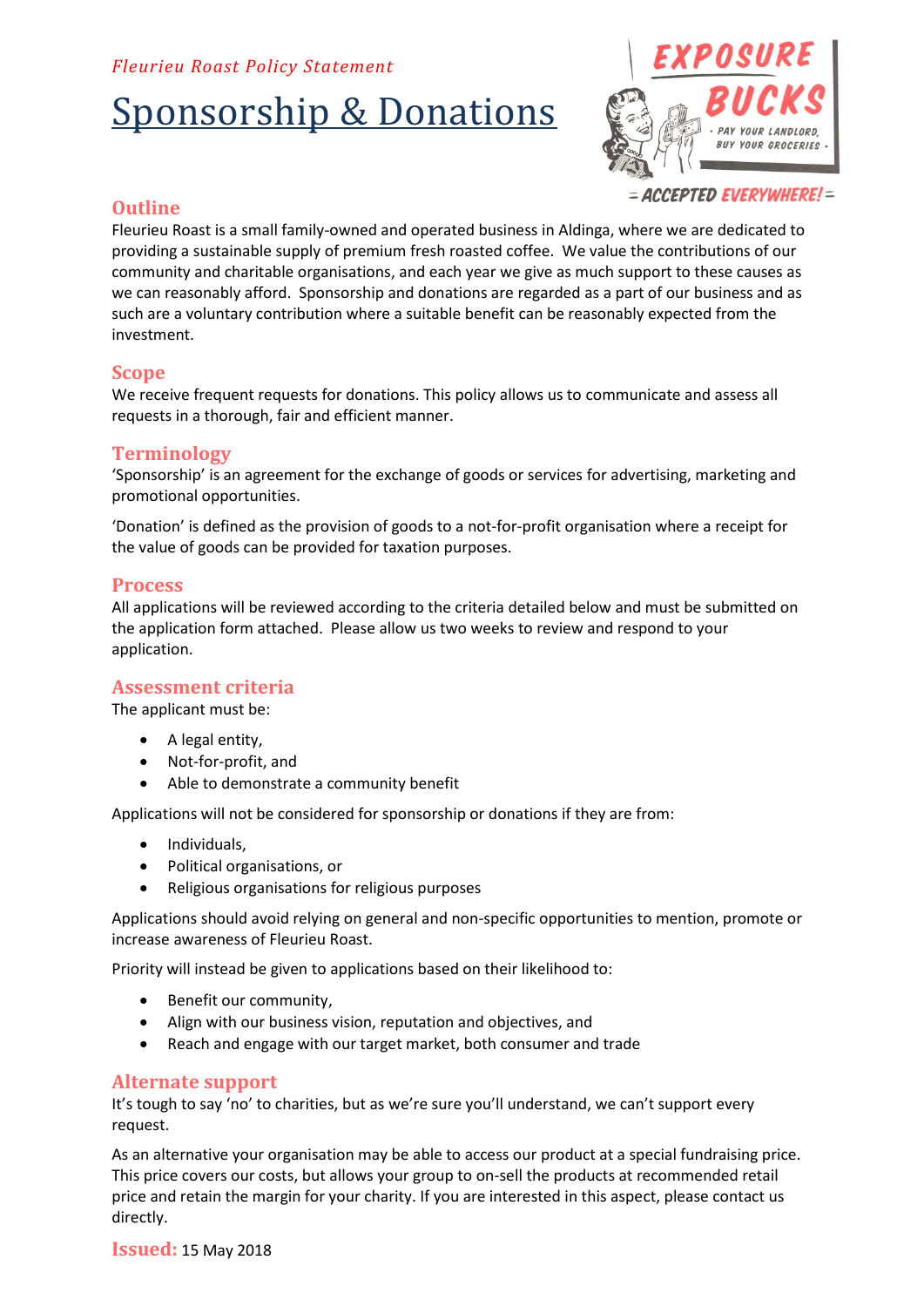*Fleurieu Roast Policy Statement*

# Sponsorship & Donations

## Outline

Fleurieu Roast is a small family-owned and operated business in Aldinga, where we are dedicated to providing a sustainable supply of premium fresh roasted coffee. We value the contributions of our community and charitable organisations, and each year we give as much support to these causes as we can reasonably afford. Sponsorship and donations are regarded as a part of our business and as such are a voluntary contribution where a suitable benefit can be reasonably expected from the investment.

## Scope

We receive frequent requests for donations. This policy allows us to communicate and assess all requests in a thorough, fair and efficient manner.

## Terminology

'Sponsorship' is an agreement for the exchange of goods or services for advertising, marketing and promotional opportunities.

'Donation' is defined as the provision of goods to a not-for-profit organisation where a receipt for the value of goods can be provided for taxation purposes.

## Process

All applications will be reviewed according to the criteria detailed below and must be submitted on the application form attached. Please allow us two weeks to review and respond to your application.

## Assessment criteria

The applicant must be:

- A legal entity,
- Not-for-profit, and
- Able to demonstrate a community benefit

Applications will not be considered for sponsorship or donations if they are from:

- Individuals,
- Political organisations, or
- Religious organisations for religious purposes

Applications should avoid relying on general and non-specific opportunities to mention, promote or increase awareness of Fleurieu Roast.

Priority will instead be given to applications based on their likelihood to:

- Benefit our community,
- Align with our business vision, reputation and objectives, and
- Reach and engage with our target market, both consumer and trade

## Alternate support

It's tough to say 'no' to charities, but as we're sure you'll understand, we can't support every request.

As an alternative your organisation may be able to access our product at a special fundraising price. This price covers our costs, but allows your group to on-sell the products at recommended retail price and retain the margin for your charity. If you are interested in this aspect, please contact us directly.

**Issued:** 15 May 2018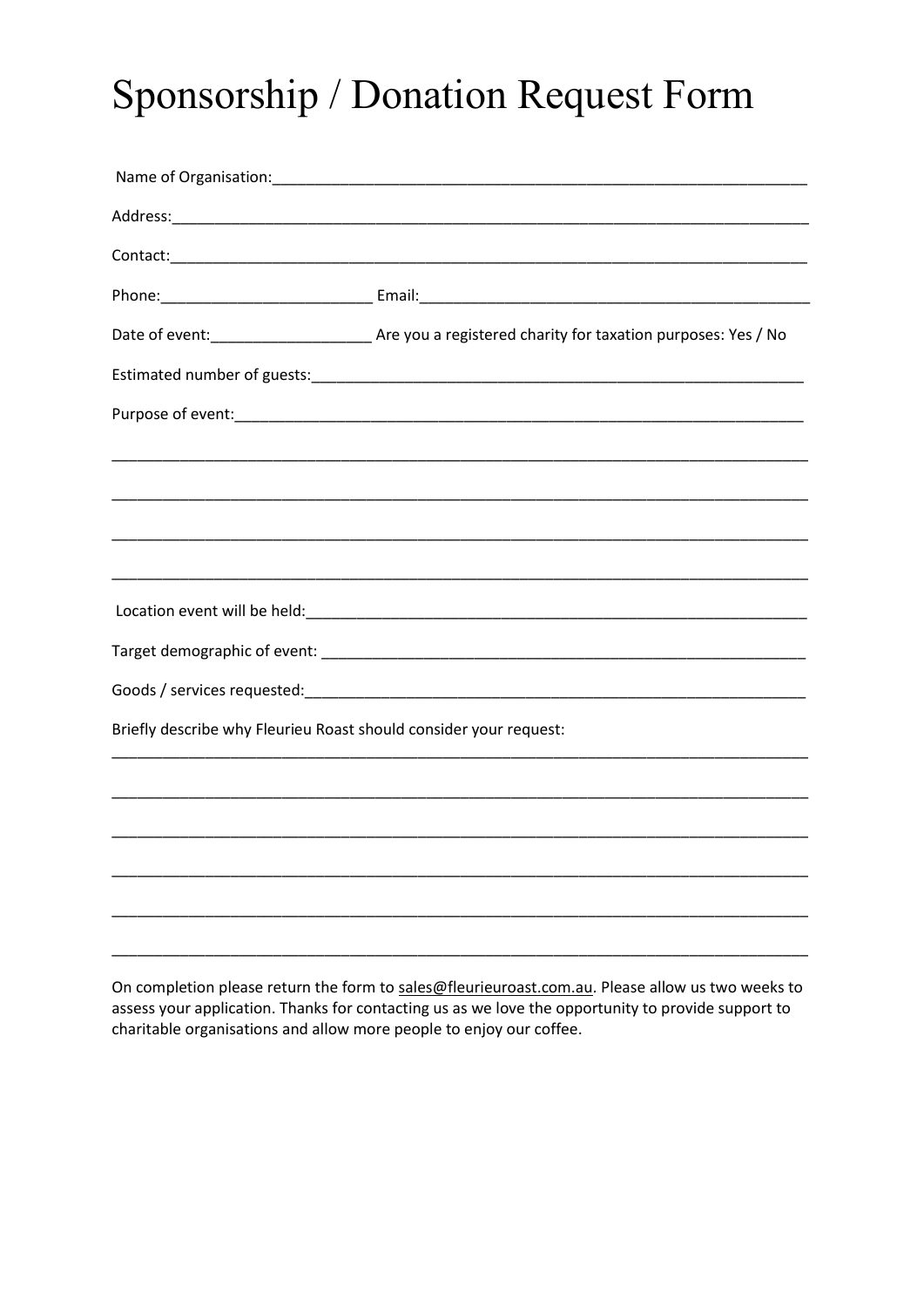# Sponsorship / Donation Request Form

Name of Organisation:_______________________________________________________________

Address:___________________________________________________________________________

Contact:___________________________________________________________________________

Phone:_________________________ Email:______________________________________________

Date of event:___________________ Are you a registered charity for taxation purposes: Yes / No

Estimated number of guests:__________________________________________________________

Purpose of event:___________________________________________________________________

___________________________________________________________________________________

___________________________________________________________________________________

___________________________________________________________________________________

___________________________________________________________________________________

Location event will be held:_________________________________________________________

Target demographic of event: ________________________________________________________

Goods / services requested:__________________________________________________________

Briefly describe why Fleurieu Roast should consider your request:

___________________________________________________________________________________

___________________________________________________________________________________

___________________________________________________________________________________

___________________________________________________________________________________

___________________________________________________________________________________

___________________________________________________________________________________

On completion please return the form to sales@fleurieuroast.com.au. Please allow us two weeks to assess your application. Thanks for contacting us as we love the opportunity to provide support to charitable organisations and allow more people to enjoy our coffee.